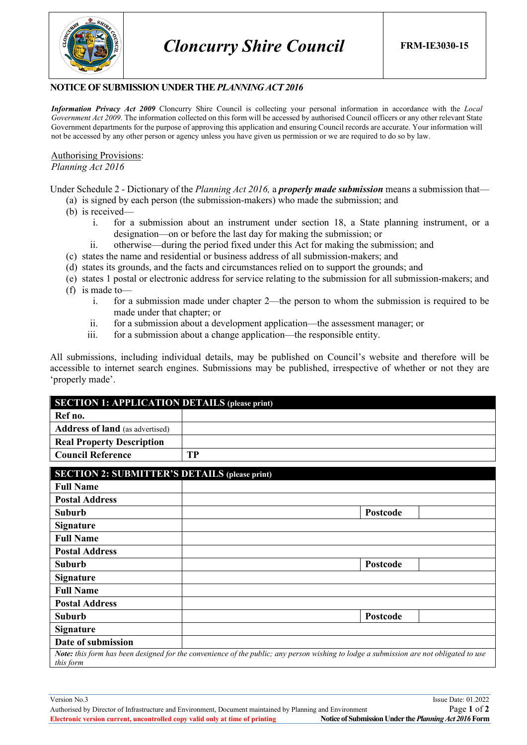# Cloncurry Shire Council

**FRM-IE3030-15**

## NOTICE OF SUBMISSION UNDER THE *PLANNING ACT 2016*

***Information Privacy Act 2009*** Cloncurry Shire Council is collecting your personal information in accordance with the *Local Government Act 2009*. The information collected on this form will be accessed by authorised Council officers or any other relevant State Government departments for the purpose of approving this application and ensuring Council records are accurate. Your information will not be accessed by any other person or agency unless you have given us permission or we are required to do so by law.

Authorising Provisions:
*Planning Act 2016*

Under Schedule 2 - Dictionary of the *Planning Act 2016,* a ***properly made submission*** means a submission that—

- (a) is signed by each person (the submission-makers) who made the submission; and
- (b) is received—
  - i. for a submission about an instrument under section 18, a State planning instrument, or a designation—on or before the last day for making the submission; or
  - ii. otherwise—during the period fixed under this Act for making the submission; and
- (c) states the name and residential or business address of all submission-makers; and
- (d) states its grounds, and the facts and circumstances relied on to support the grounds; and
- (e) states 1 postal or electronic address for service relating to the submission for all submission-makers; and
- (f) is made to—
  - i. for a submission made under chapter 2—the person to whom the submission is required to be made under that chapter; or
  - ii. for a submission about a development application—the assessment manager; or
  - iii. for a submission about a change application—the responsible entity.

All submissions, including individual details, may be published on Council's website and therefore will be accessible to internet search engines. Submissions may be published, irrespective of whether or not they are 'properly made'.

| **SECTION 1: APPLICATION DETAILS** (please print) | |
|---|---|
| **Ref no.** | |
| **Address of land** (as advertised) | |
| **Real Property Description** | |
| **Council Reference** | **TP** |

| **SECTION 2: SUBMITTER'S DETAILS** (please print) | | | |
|---|---|---|---|
| **Full Name** | | | |
| **Postal Address** | | | |
| **Suburb** | | **Postcode** | |
| **Signature** | | | |
| **Full Name** | | | |
| **Postal Address** | | | |
| **Suburb** | | **Postcode** | |
| **Signature** | | | |
| **Full Name** | | | |
| **Postal Address** | | | |
| **Suburb** | | **Postcode** | |
| **Signature** | | | |
| **Date of submission** | | | |

***Note:*** *this form has been designed for the convenience of the public; any person wishing to lodge a submission are not obligated to use this form*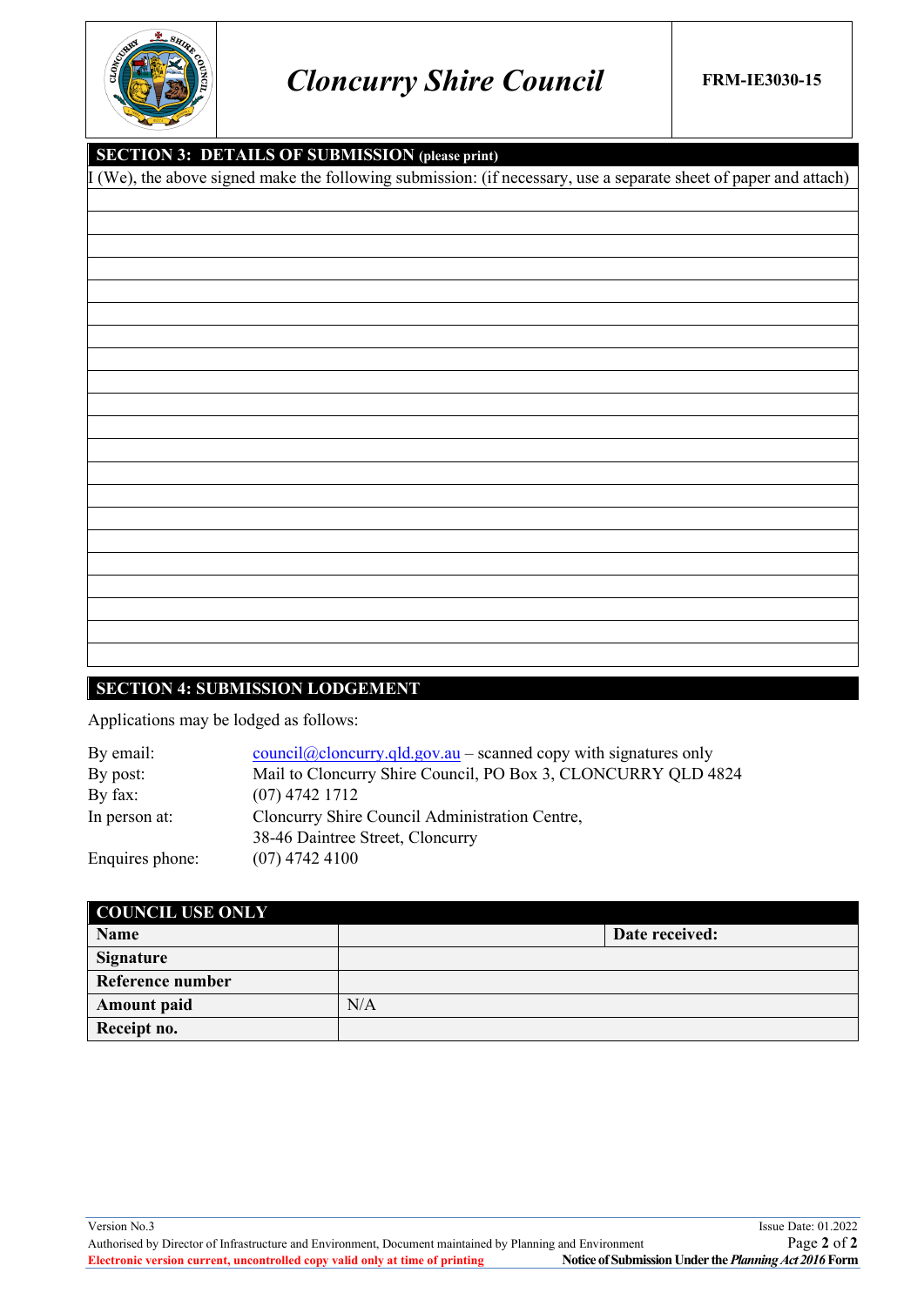## SECTION 3: DETAILS OF SUBMISSION (please print)

I (We), the above signed make the following submission: (if necessary, use a separate sheet of paper and attach)

## SECTION 4: SUBMISSION LODGEMENT

Applications may be lodged as follows:

| | |
|---|---|
| By email: | council@cloncurry.qld.gov.au – scanned copy with signatures only |
| By post: | Mail to Cloncurry Shire Council, PO Box 3, CLONCURRY QLD 4824 |
| By fax: | (07) 4742 1712 |
| In person at: | Cloncurry Shire Council Administration Centre, 38-46 Daintree Street, Cloncurry |
| Enquires phone: | (07) 4742 4100 |

| COUNCIL USE ONLY | | |
|---|---|---|
| **Name** | | **Date received:** |
| **Signature** | | |
| **Reference number** | | |
| **Amount paid** | N/A | |
| **Receipt no.** | | |